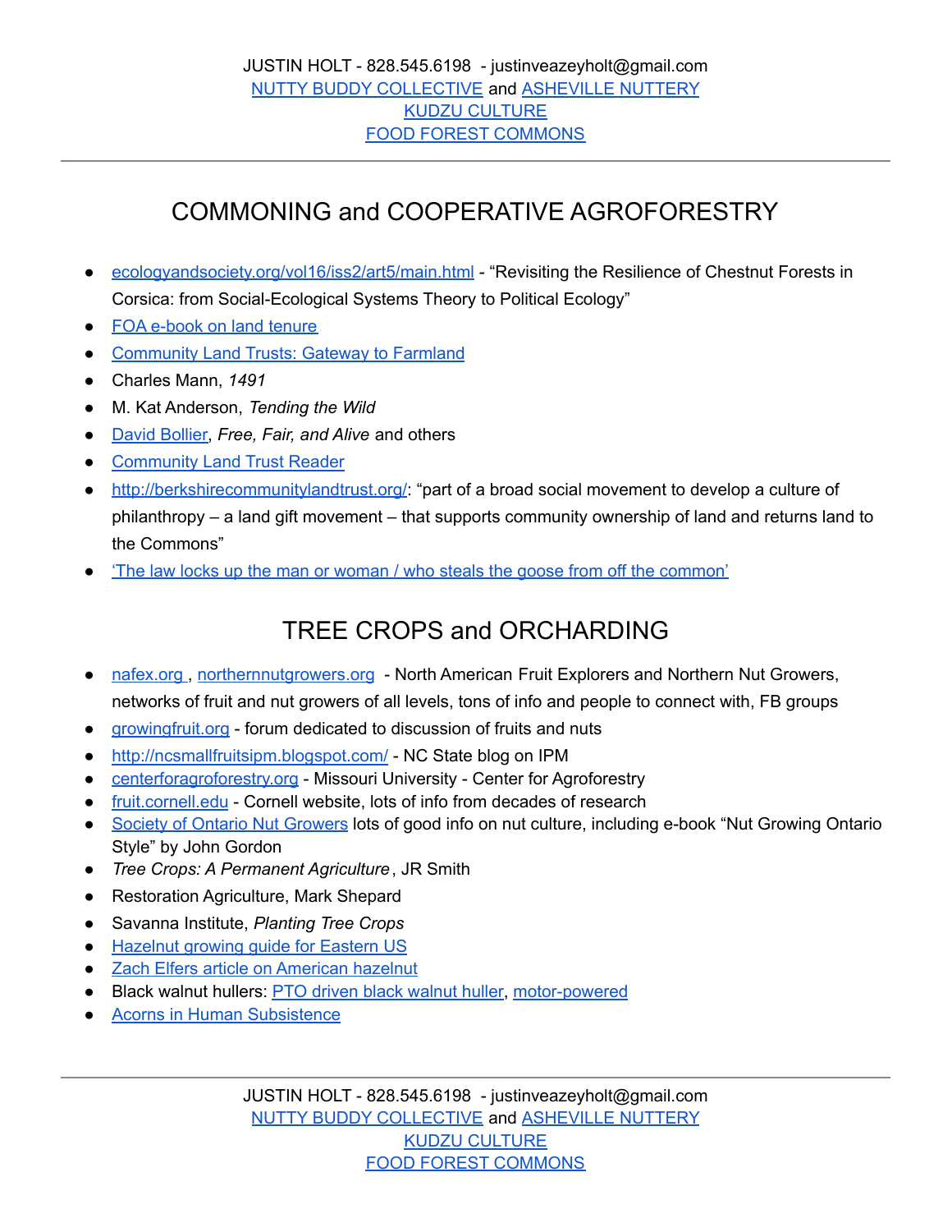JUSTIN HOLT - 828.545.6198 - justinveazeyholt@gmail.com
NUTTY BUDDY COLLECTIVE and ASHEVILLE NUTTERY
KUDZU CULTURE
FOOD FOREST COMMONS

---

# COMMONING and COOPERATIVE AGROFORESTRY

- ecologyandsociety.org/vol16/iss2/art5/main.html - "Revisiting the Resilience of Chestnut Forests in Corsica: from Social-Ecological Systems Theory to Political Ecology"
- FOA e-book on land tenure
- Community Land Trusts: Gateway to Farmland
- Charles Mann, *1491*
- M. Kat Anderson, *Tending the Wild*
- David Bollier, *Free, Fair, and Alive* and others
- Community Land Trust Reader
- http://berkshirecommunitylandtrust.org/: "part of a broad social movement to develop a culture of philanthropy – a land gift movement – that supports community ownership of land and returns land to the Commons"
- 'The law locks up the man or woman / who steals the goose from off the common'

# TREE CROPS and ORCHARDING

- nafex.org , northernnutgrowers.org - North American Fruit Explorers and Northern Nut Growers, networks of fruit and nut growers of all levels, tons of info and people to connect with, FB groups
- growingfruit.org - forum dedicated to discussion of fruits and nuts
- http://ncsmallfruitsipm.blogspot.com/ - NC State blog on IPM
- centerforagroforestry.org - Missouri University - Center for Agroforestry
- fruit.cornell.edu - Cornell website, lots of info from decades of research
- Society of Ontario Nut Growers lots of good info on nut culture, including e-book "Nut Growing Ontario Style" by John Gordon
- *Tree Crops: A Permanent Agriculture*, JR Smith
- Restoration Agriculture, Mark Shepard
- Savanna Institute, *Planting Tree Crops*
- Hazelnut growing guide for Eastern US
- Zach Elfers article on American hazelnut
- Black walnut hullers: PTO driven black walnut huller, motor-powered
- Acorns in Human Subsistence

---

JUSTIN HOLT - 828.545.6198 - justinveazeyholt@gmail.com
NUTTY BUDDY COLLECTIVE and ASHEVILLE NUTTERY
KUDZU CULTURE
FOOD FOREST COMMONS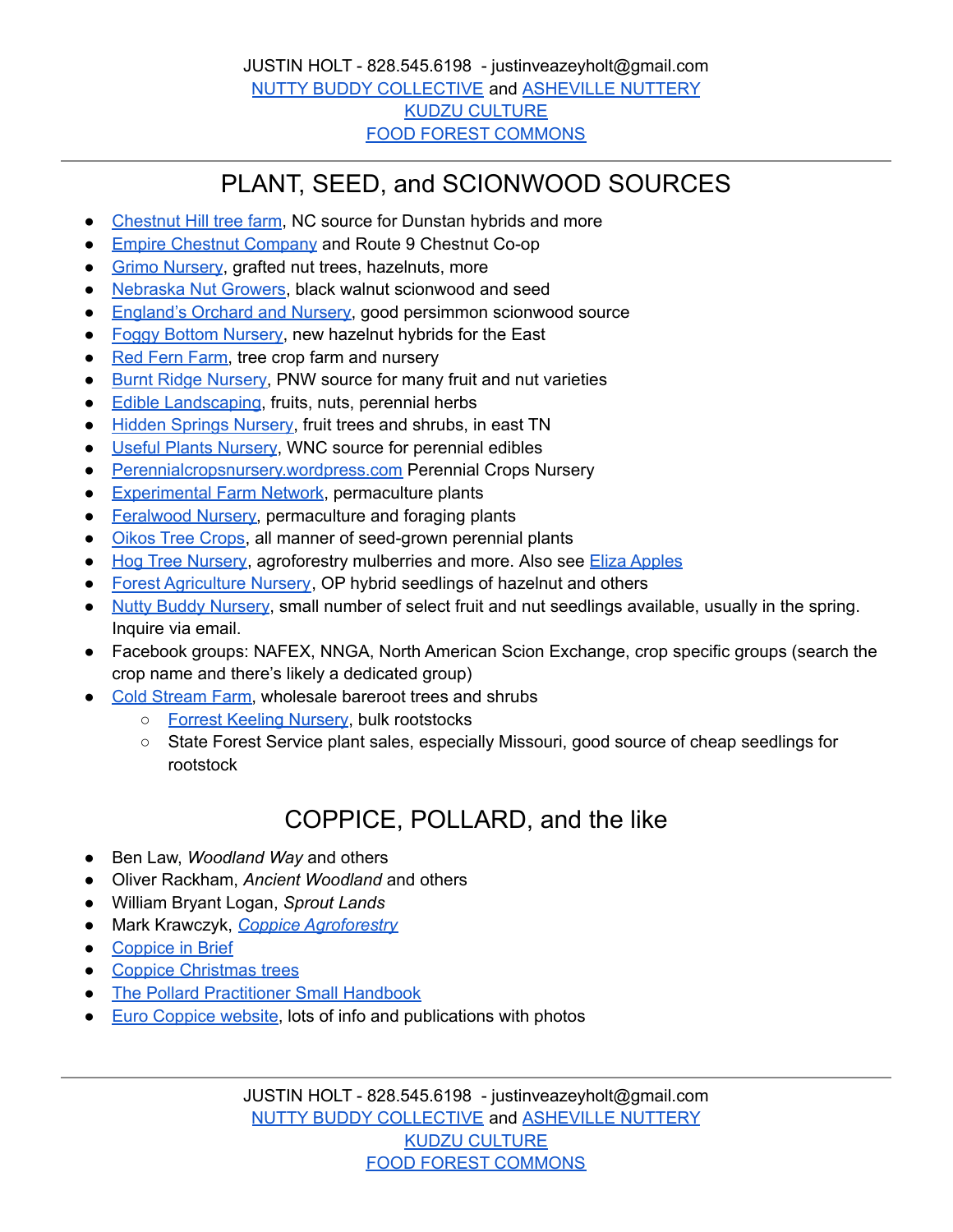## PLANT, SEED, and SCIONWOOD SOURCES

- Chestnut Hill tree farm, NC source for Dunstan hybrids and more
- Empire Chestnut Company and Route 9 Chestnut Co-op
- Grimo Nursery, grafted nut trees, hazelnuts, more
- Nebraska Nut Growers, black walnut scionwood and seed
- England's Orchard and Nursery, good persimmon scionwood source
- Foggy Bottom Nursery, new hazelnut hybrids for the East
- Red Fern Farm, tree crop farm and nursery
- Burnt Ridge Nursery, PNW source for many fruit and nut varieties
- Edible Landscaping, fruits, nuts, perennial herbs
- Hidden Springs Nursery, fruit trees and shrubs, in east TN
- Useful Plants Nursery, WNC source for perennial edibles
- Perennialcropsnursery.wordpress.com Perennial Crops Nursery
- Experimental Farm Network, permaculture plants
- Feralwood Nursery, permaculture and foraging plants
- Oikos Tree Crops, all manner of seed-grown perennial plants
- Hog Tree Nursery, agroforestry mulberries and more. Also see Eliza Apples
- Forest Agriculture Nursery, OP hybrid seedlings of hazelnut and others
- Nutty Buddy Nursery, small number of select fruit and nut seedlings available, usually in the spring. Inquire via email.
- Facebook groups: NAFEX, NNGA, North American Scion Exchange, crop specific groups (search the crop name and there's likely a dedicated group)
- Cold Stream Farm, wholesale bareroot trees and shrubs
  - Forrest Keeling Nursery, bulk rootstocks
  - State Forest Service plant sales, especially Missouri, good source of cheap seedlings for rootstock

## COPPICE, POLLARD, and the like

- Ben Law, *Woodland Way* and others
- Oliver Rackham, *Ancient Woodland* and others
- William Bryant Logan, *Sprout Lands*
- Mark Krawczyk, *Coppice Agroforestry*
- Coppice in Brief
- Coppice Christmas trees
- The Pollard Practitioner Small Handbook
- Euro Coppice website, lots of info and publications with photos